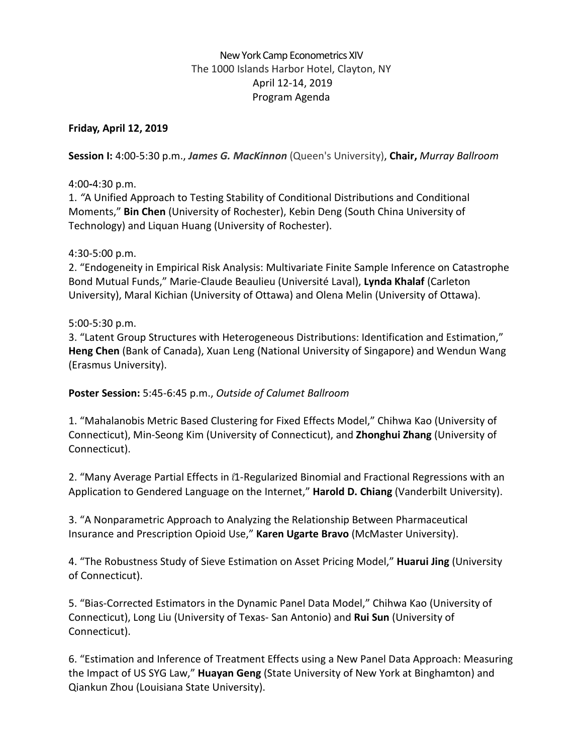New York Camp Econometrics XIV
The 1000 Islands Harbor Hotel, Clayton, NY
April 12-14, 2019
Program Agenda

**Friday, April 12, 2019**

**Session I:** 4:00-5:30 p.m., ***James G. MacKinnon*** (Queen's University), **Chair,** *Murray Ballroom*

4:00-4:30 p.m.
1. "A Unified Approach to Testing Stability of Conditional Distributions and Conditional Moments," **Bin Chen** (University of Rochester), Kebin Deng (South China University of Technology) and Liquan Huang (University of Rochester).

4:30-5:00 p.m.
2. "Endogeneity in Empirical Risk Analysis: Multivariate Finite Sample Inference on Catastrophe Bond Mutual Funds," Marie-Claude Beaulieu (Université Laval), **Lynda Khalaf** (Carleton University), Maral Kichian (University of Ottawa) and Olena Melin (University of Ottawa).

5:00-5:30 p.m.
3. "Latent Group Structures with Heterogeneous Distributions: Identification and Estimation," **Heng Chen** (Bank of Canada), Xuan Leng (National University of Singapore) and Wendun Wang (Erasmus University).

**Poster Session:** 5:45-6:45 p.m., *Outside of Calumet Ballroom*

1. "Mahalanobis Metric Based Clustering for Fixed Effects Model," Chihwa Kao (University of Connecticut), Min-Seong Kim (University of Connecticut), and **Zhonghui Zhang** (University of Connecticut).

2. "Many Average Partial Effects in $\ell 1$-Regularized Binomial and Fractional Regressions with an Application to Gendered Language on the Internet," **Harold D. Chiang** (Vanderbilt University).

3. "A Nonparametric Approach to Analyzing the Relationship Between Pharmaceutical Insurance and Prescription Opioid Use," **Karen Ugarte Bravo** (McMaster University).

4. "The Robustness Study of Sieve Estimation on Asset Pricing Model," **Huarui Jing** (University of Connecticut).

5. "Bias-Corrected Estimators in the Dynamic Panel Data Model," Chihwa Kao (University of Connecticut), Long Liu (University of Texas- San Antonio) and **Rui Sun** (University of Connecticut).

6. "Estimation and Inference of Treatment Effects using a New Panel Data Approach: Measuring the Impact of US SYG Law," **Huayan Geng** (State University of New York at Binghamton) and Qiankun Zhou (Louisiana State University).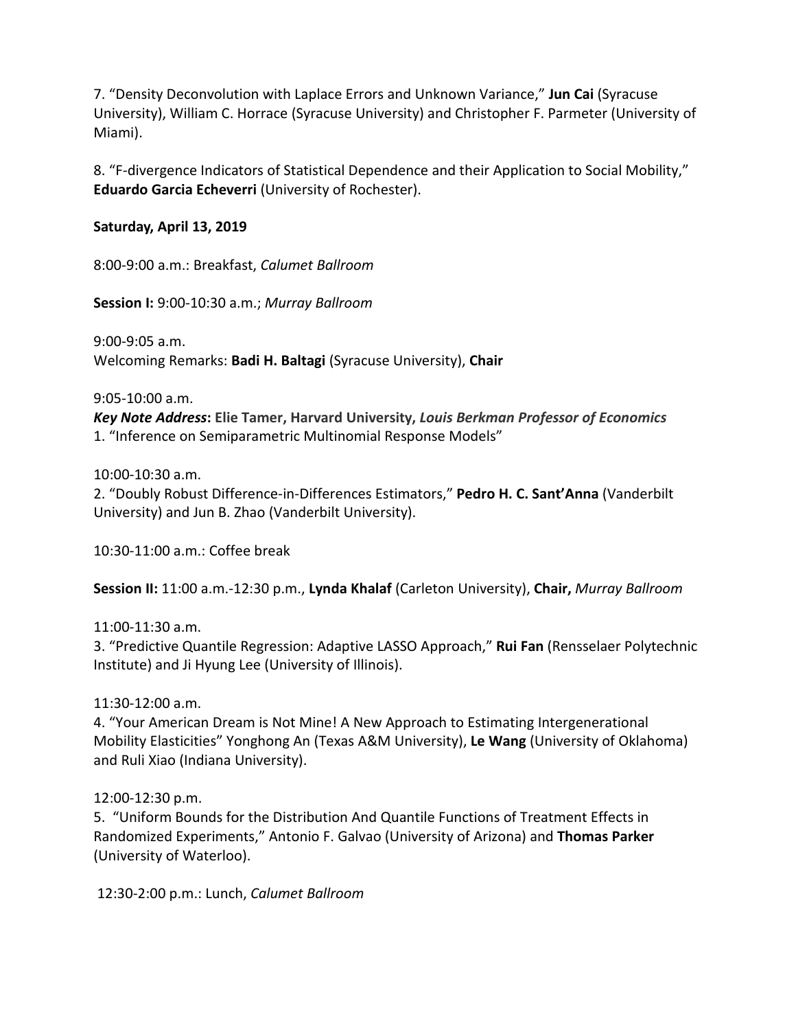7. “Density Deconvolution with Laplace Errors and Unknown Variance,” **Jun Cai** (Syracuse University), William C. Horrace (Syracuse University) and Christopher F. Parmeter (University of Miami).

8. “F-divergence Indicators of Statistical Dependence and their Application to Social Mobility,” **Eduardo Garcia Echeverri** (University of Rochester).

**Saturday, April 13, 2019**

8:00-9:00 a.m.: Breakfast, *Calumet Ballroom*

**Session I:** 9:00-10:30 a.m.; *Murray Ballroom*

9:00-9:05 a.m.
Welcoming Remarks: **Badi H. Baltagi** (Syracuse University), **Chair**

9:05-10:00 a.m.
***Key Note Address*: Elie Tamer, Harvard University, *Louis Berkman Professor of Economics***
1. “Inference on Semiparametric Multinomial Response Models”

10:00-10:30 a.m.
2. “Doubly Robust Difference-in-Differences Estimators,” **Pedro H. C. Sant’Anna** (Vanderbilt University) and Jun B. Zhao (Vanderbilt University).

10:30-11:00 a.m.: Coffee break

**Session II:** 11:00 a.m.-12:30 p.m., **Lynda Khalaf** (Carleton University), **Chair,** *Murray Ballroom*

11:00-11:30 a.m.
3. “Predictive Quantile Regression: Adaptive LASSO Approach,” **Rui Fan** (Rensselaer Polytechnic Institute) and Ji Hyung Lee (University of Illinois).

11:30-12:00 a.m.
4. “Your American Dream is Not Mine! A New Approach to Estimating Intergenerational Mobility Elasticities” Yonghong An (Texas A&M University), **Le Wang** (University of Oklahoma) and Ruli Xiao (Indiana University).

12:00-12:30 p.m.
5. “Uniform Bounds for the Distribution And Quantile Functions of Treatment Effects in Randomized Experiments,” Antonio F. Galvao (University of Arizona) and **Thomas Parker** (University of Waterloo).

12:30-2:00 p.m.: Lunch, *Calumet Ballroom*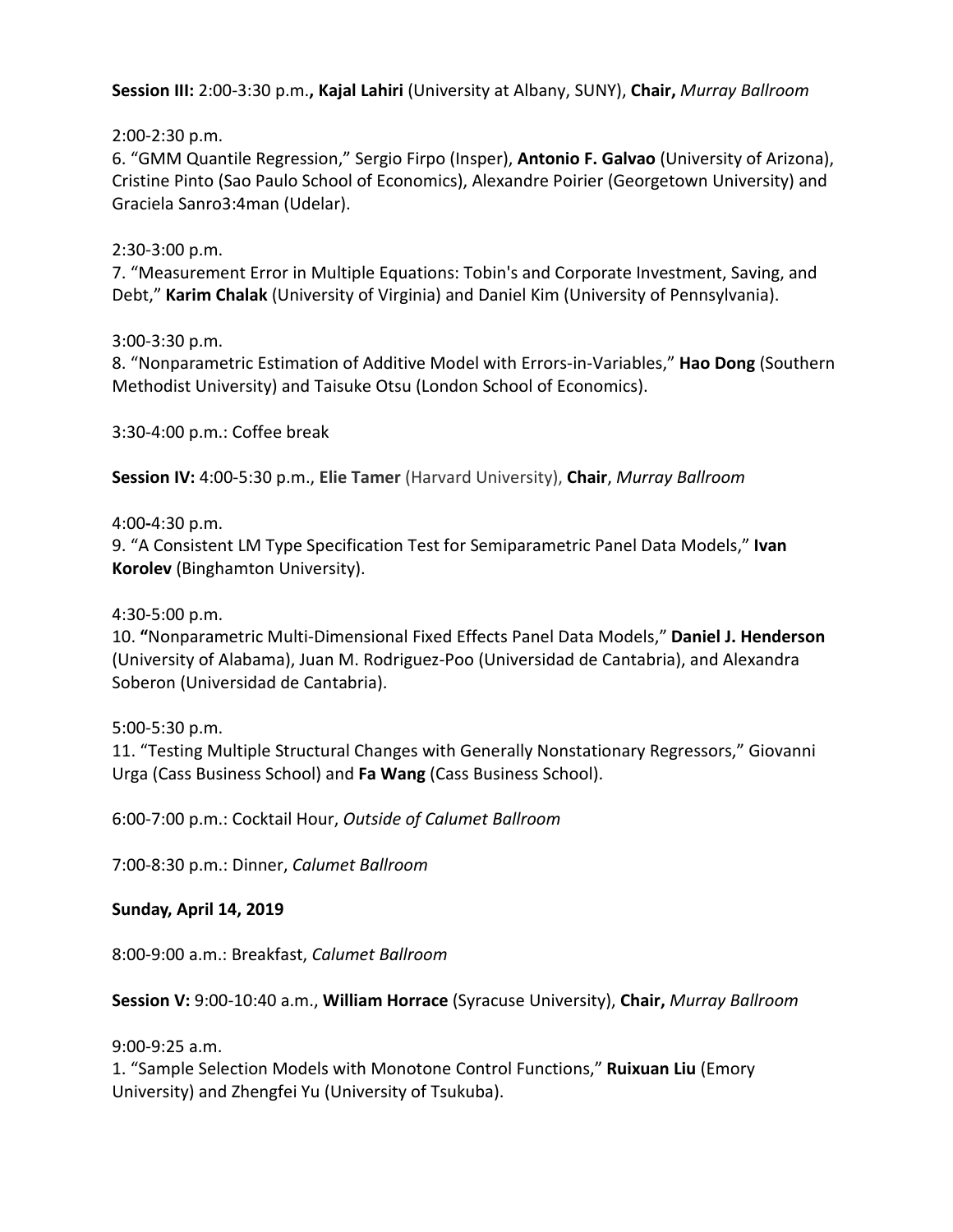**Session III:** 2:00-3:30 p.m.**, Kajal Lahiri** (University at Albany, SUNY), **Chair,** *Murray Ballroom*

2:00-2:30 p.m.
6. "GMM Quantile Regression," Sergio Firpo (Insper), **Antonio F. Galvao** (University of Arizona), Cristine Pinto (Sao Paulo School of Economics), Alexandre Poirier (Georgetown University) and Graciela Sanro3:4man (Udelar).

2:30-3:00 p.m.
7. "Measurement Error in Multiple Equations: Tobin's and Corporate Investment, Saving, and Debt," **Karim Chalak** (University of Virginia) and Daniel Kim (University of Pennsylvania).

3:00-3:30 p.m.
8. "Nonparametric Estimation of Additive Model with Errors-in-Variables," **Hao Dong** (Southern Methodist University) and Taisuke Otsu (London School of Economics).

3:30-4:00 p.m.: Coffee break

**Session IV:** 4:00-5:30 p.m., **Elie Tamer** (Harvard University), **Chair**, *Murray Ballroom*

4:00**-**4:30 p.m.
9. "A Consistent LM Type Specification Test for Semiparametric Panel Data Models," **Ivan Korolev** (Binghamton University).

4:30-5:00 p.m.
10. **"**Nonparametric Multi-Dimensional Fixed Effects Panel Data Models," **Daniel J. Henderson** (University of Alabama), Juan M. Rodriguez-Poo (Universidad de Cantabria), and Alexandra Soberon (Universidad de Cantabria).

5:00-5:30 p.m.
11. "Testing Multiple Structural Changes with Generally Nonstationary Regressors," Giovanni Urga (Cass Business School) and **Fa Wang** (Cass Business School).

6:00-7:00 p.m.: Cocktail Hour, *Outside of Calumet Ballroom*

7:00-8:30 p.m.: Dinner, *Calumet Ballroom*

**Sunday, April 14, 2019**

8:00-9:00 a.m.: Breakfast, *Calumet Ballroom*

**Session V:** 9:00-10:40 a.m., **William Horrace** (Syracuse University), **Chair,** *Murray Ballroom*

9:00-9:25 a.m.
1. "Sample Selection Models with Monotone Control Functions," **Ruixuan Liu** (Emory University) and Zhengfei Yu (University of Tsukuba).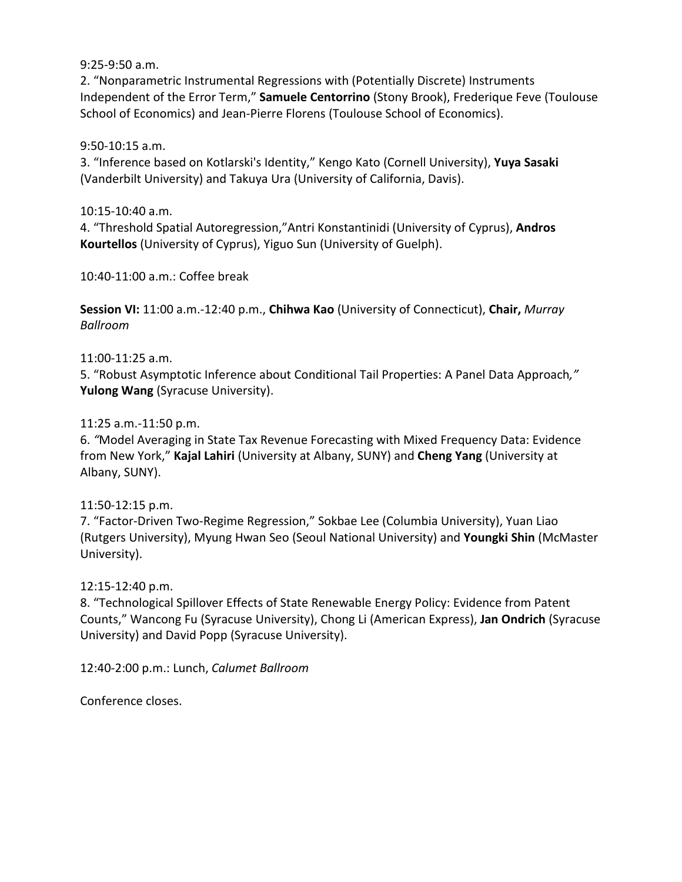9:25-9:50 a.m.

2. “Nonparametric Instrumental Regressions with (Potentially Discrete) Instruments Independent of the Error Term,” **Samuele Centorrino** (Stony Brook), Frederique Feve (Toulouse School of Economics) and Jean-Pierre Florens (Toulouse School of Economics).

9:50-10:15 a.m.

3. “Inference based on Kotlarski's Identity,” Kengo Kato (Cornell University), **Yuya Sasaki** (Vanderbilt University) and Takuya Ura (University of California, Davis).

10:15-10:40 a.m.

4. “Threshold Spatial Autoregression,”Antri Konstantinidi (University of Cyprus), **Andros Kourtellos** (University of Cyprus), Yiguo Sun (University of Guelph).

10:40-11:00 a.m.: Coffee break

**Session VI:** 11:00 a.m.-12:40 p.m., **Chihwa Kao** (University of Connecticut), **Chair,** *Murray Ballroom*

11:00-11:25 a.m.

5. “Robust Asymptotic Inference about Conditional Tail Properties: A Panel Data Approach*,”* **Yulong Wang** (Syracuse University).

11:25 a.m.-11:50 p.m.

6. *“*Model Averaging in State Tax Revenue Forecasting with Mixed Frequency Data: Evidence from New York,” **Kajal Lahiri** (University at Albany, SUNY) and **Cheng Yang** (University at Albany, SUNY).

11:50-12:15 p.m.

7. “Factor-Driven Two-Regime Regression,” Sokbae Lee (Columbia University), Yuan Liao (Rutgers University), Myung Hwan Seo (Seoul National University) and **Youngki Shin** (McMaster University).

12:15-12:40 p.m.

8. “Technological Spillover Effects of State Renewable Energy Policy: Evidence from Patent Counts,” Wancong Fu (Syracuse University), Chong Li (American Express), **Jan Ondrich** (Syracuse University) and David Popp (Syracuse University).

12:40-2:00 p.m.: Lunch, *Calumet Ballroom*

Conference closes.